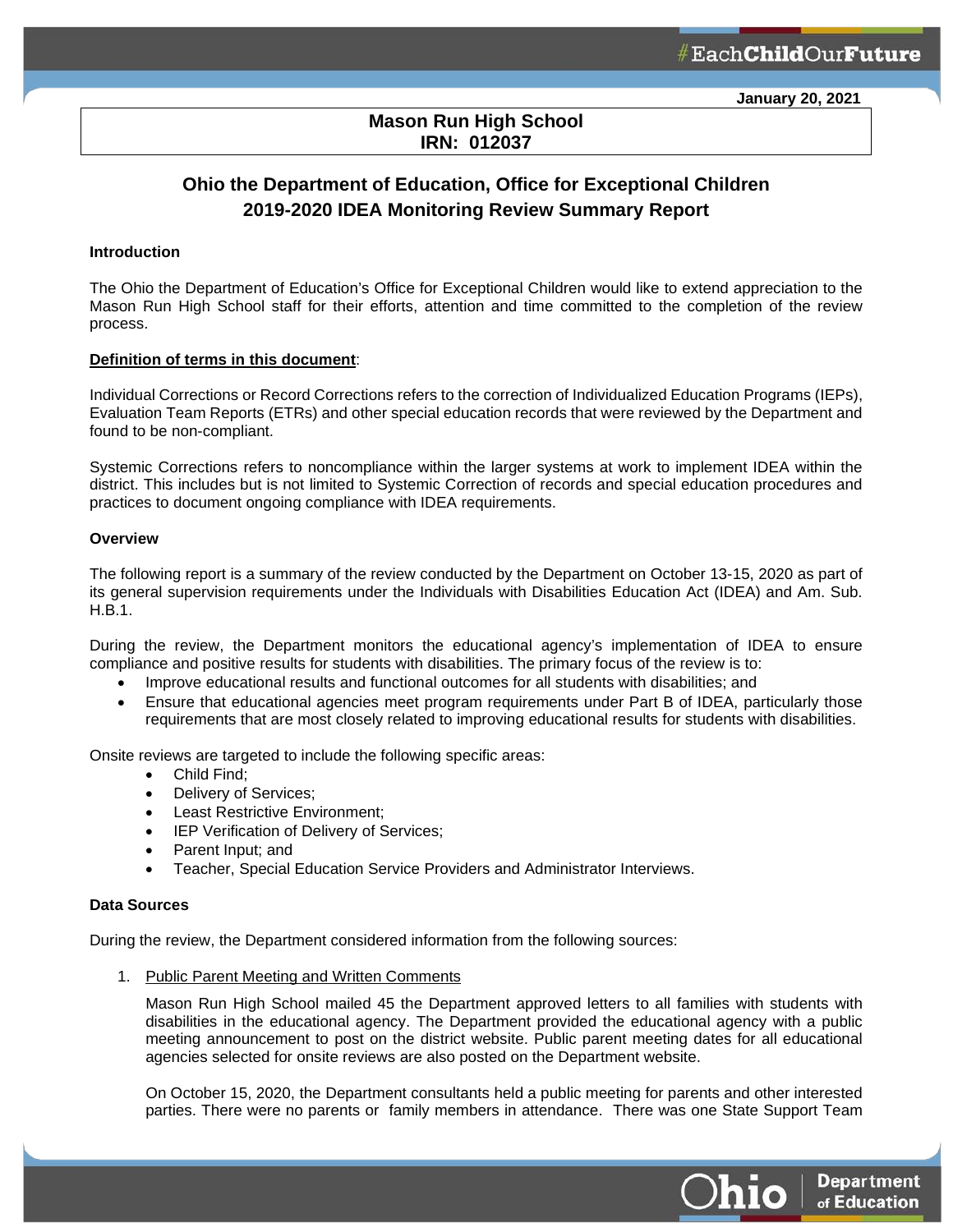January 20, 2021

**Mason Run High School**
**IRN: 012037**

## Ohio the Department of Education, Office for Exceptional Children
## 2019-2020 IDEA Monitoring Review Summary Report

### Introduction

The Ohio the Department of Education's Office for Exceptional Children would like to extend appreciation to the Mason Run High School staff for their efforts, attention and time committed to the completion of the review process.

**Definition of terms in this document**:

Individual Corrections or Record Corrections refers to the correction of Individualized Education Programs (IEPs), Evaluation Team Reports (ETRs) and other special education records that were reviewed by the Department and found to be non-compliant.

Systemic Corrections refers to noncompliance within the larger systems at work to implement IDEA within the district. This includes but is not limited to Systemic Correction of records and special education procedures and practices to document ongoing compliance with IDEA requirements.

### Overview

The following report is a summary of the review conducted by the Department on October 13-15, 2020 as part of its general supervision requirements under the Individuals with Disabilities Education Act (IDEA) and Am. Sub. H.B.1.

During the review, the Department monitors the educational agency's implementation of IDEA to ensure compliance and positive results for students with disabilities. The primary focus of the review is to:

- Improve educational results and functional outcomes for all students with disabilities; and
- Ensure that educational agencies meet program requirements under Part B of IDEA, particularly those requirements that are most closely related to improving educational results for students with disabilities.

Onsite reviews are targeted to include the following specific areas:

- Child Find;
- Delivery of Services;
- Least Restrictive Environment;
- IEP Verification of Delivery of Services;
- Parent Input; and
- Teacher, Special Education Service Providers and Administrator Interviews.

### Data Sources

During the review, the Department considered information from the following sources:

1. Public Parent Meeting and Written Comments

   Mason Run High School mailed 45 the Department approved letters to all families with students with disabilities in the educational agency. The Department provided the educational agency with a public meeting announcement to post on the district website. Public parent meeting dates for all educational agencies selected for onsite reviews are also posted on the Department website.

   On October 15, 2020, the Department consultants held a public meeting for parents and other interested parties. There were no parents or family members in attendance. There was one State Support Team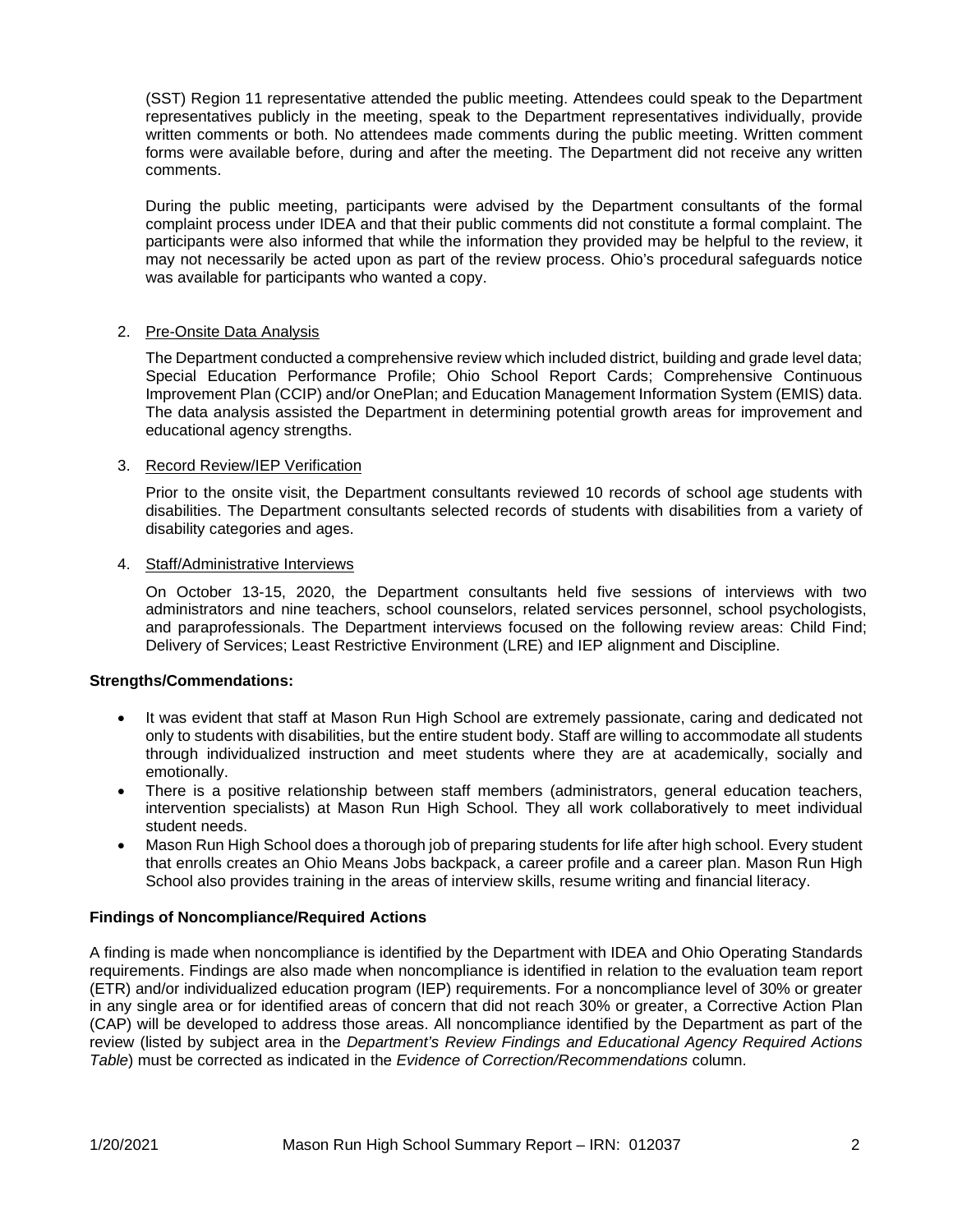(SST) Region 11 representative attended the public meeting. Attendees could speak to the Department representatives publicly in the meeting, speak to the Department representatives individually, provide written comments or both. No attendees made comments during the public meeting. Written comment forms were available before, during and after the meeting. The Department did not receive any written comments.

During the public meeting, participants were advised by the Department consultants of the formal complaint process under IDEA and that their public comments did not constitute a formal complaint. The participants were also informed that while the information they provided may be helpful to the review, it may not necessarily be acted upon as part of the review process. Ohio's procedural safeguards notice was available for participants who wanted a copy.

2. Pre-Onsite Data Analysis

   The Department conducted a comprehensive review which included district, building and grade level data; Special Education Performance Profile; Ohio School Report Cards; Comprehensive Continuous Improvement Plan (CCIP) and/or OnePlan; and Education Management Information System (EMIS) data. The data analysis assisted the Department in determining potential growth areas for improvement and educational agency strengths.

3. Record Review/IEP Verification

   Prior to the onsite visit, the Department consultants reviewed 10 records of school age students with disabilities. The Department consultants selected records of students with disabilities from a variety of disability categories and ages.

4. Staff/Administrative Interviews

   On October 13-15, 2020, the Department consultants held five sessions of interviews with two administrators and nine teachers, school counselors, related services personnel, school psychologists, and paraprofessionals. The Department interviews focused on the following review areas: Child Find; Delivery of Services; Least Restrictive Environment (LRE) and IEP alignment and Discipline.

**Strengths/Commendations:**

- It was evident that staff at Mason Run High School are extremely passionate, caring and dedicated not only to students with disabilities, but the entire student body. Staff are willing to accommodate all students through individualized instruction and meet students where they are at academically, socially and emotionally.
- There is a positive relationship between staff members (administrators, general education teachers, intervention specialists) at Mason Run High School. They all work collaboratively to meet individual student needs.
- Mason Run High School does a thorough job of preparing students for life after high school. Every student that enrolls creates an Ohio Means Jobs backpack, a career profile and a career plan. Mason Run High School also provides training in the areas of interview skills, resume writing and financial literacy.

**Findings of Noncompliance/Required Actions**

A finding is made when noncompliance is identified by the Department with IDEA and Ohio Operating Standards requirements. Findings are also made when noncompliance is identified in relation to the evaluation team report (ETR) and/or individualized education program (IEP) requirements. For a noncompliance level of 30% or greater in any single area or for identified areas of concern that did not reach 30% or greater, a Corrective Action Plan (CAP) will be developed to address those areas. All noncompliance identified by the Department as part of the review (listed by subject area in the *Department's Review Findings and Educational Agency Required Actions Table*) must be corrected as indicated in the *Evidence of Correction/Recommendations* column.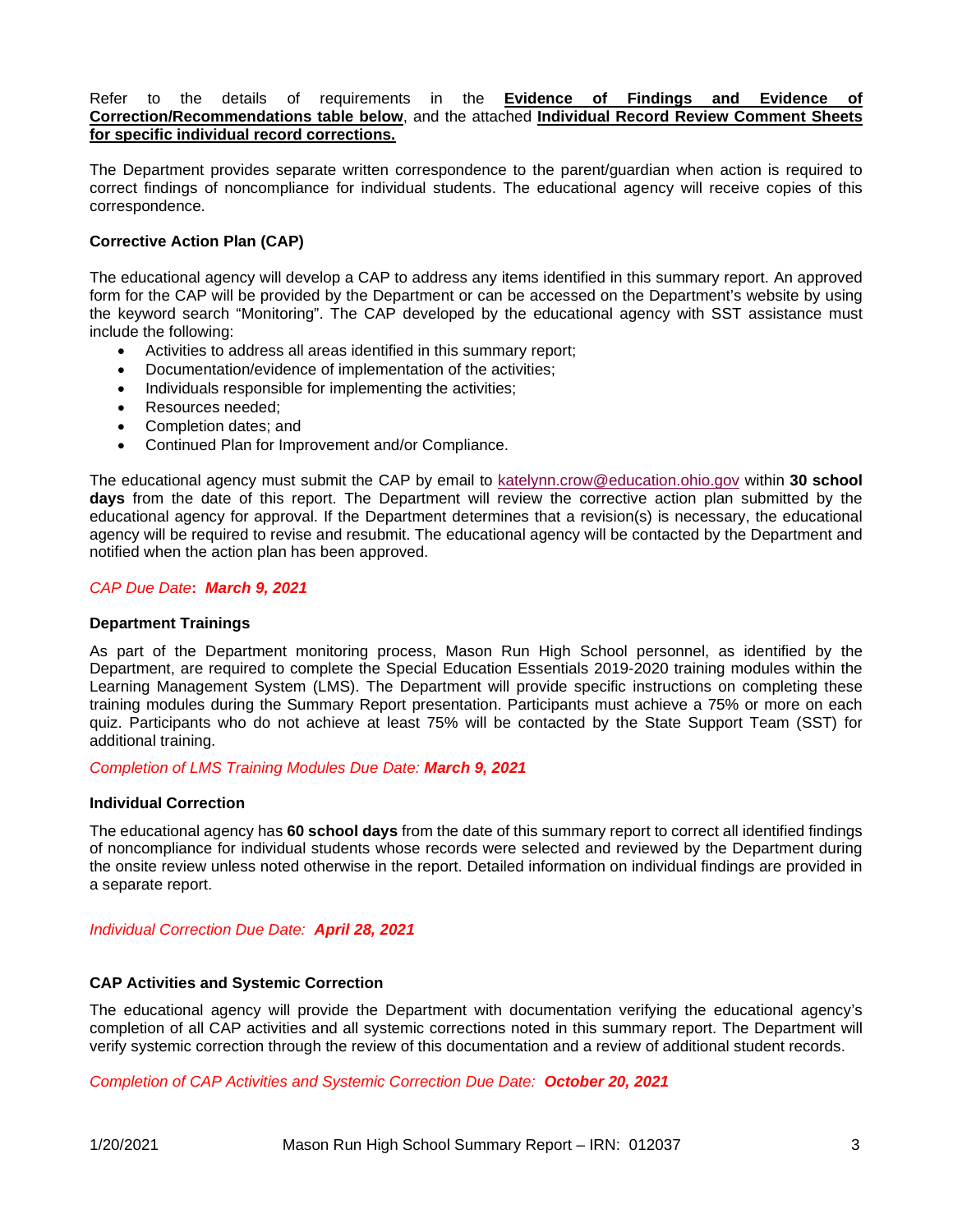Refer to the details of requirements in the **Evidence of Findings and Evidence of Correction/Recommendations table below**, and the attached **Individual Record Review Comment Sheets for specific individual record corrections.**

The Department provides separate written correspondence to the parent/guardian when action is required to correct findings of noncompliance for individual students. The educational agency will receive copies of this correspondence.

**Corrective Action Plan (CAP)**

The educational agency will develop a CAP to address any items identified in this summary report. An approved form for the CAP will be provided by the Department or can be accessed on the Department's website by using the keyword search "Monitoring". The CAP developed by the educational agency with SST assistance must include the following:

- Activities to address all areas identified in this summary report;
- Documentation/evidence of implementation of the activities;
- Individuals responsible for implementing the activities;
- Resources needed;
- Completion dates; and
- Continued Plan for Improvement and/or Compliance.

The educational agency must submit the CAP by email to katelynn.crow@education.ohio.gov within **30 school days** from the date of this report. The Department will review the corrective action plan submitted by the educational agency for approval. If the Department determines that a revision(s) is necessary, the educational agency will be required to revise and resubmit. The educational agency will be contacted by the Department and notified when the action plan has been approved.

*CAP Due Date*: ***March 9, 2021***

**Department Trainings**

As part of the Department monitoring process, Mason Run High School personnel, as identified by the Department, are required to complete the Special Education Essentials 2019-2020 training modules within the Learning Management System (LMS). The Department will provide specific instructions on completing these training modules during the Summary Report presentation. Participants must achieve a 75% or more on each quiz. Participants who do not achieve at least 75% will be contacted by the State Support Team (SST) for additional training.

*Completion of LMS Training Modules Due Date:* ***March 9, 2021***

**Individual Correction**

The educational agency has **60 school days** from the date of this summary report to correct all identified findings of noncompliance for individual students whose records were selected and reviewed by the Department during the onsite review unless noted otherwise in the report. Detailed information on individual findings are provided in a separate report.

*Individual Correction Due Date:* ***April 28, 2021***

**CAP Activities and Systemic Correction**

The educational agency will provide the Department with documentation verifying the educational agency's completion of all CAP activities and all systemic corrections noted in this summary report. The Department will verify systemic correction through the review of this documentation and a review of additional student records.

*Completion of CAP Activities and Systemic Correction Due Date:* ***October 20, 2021***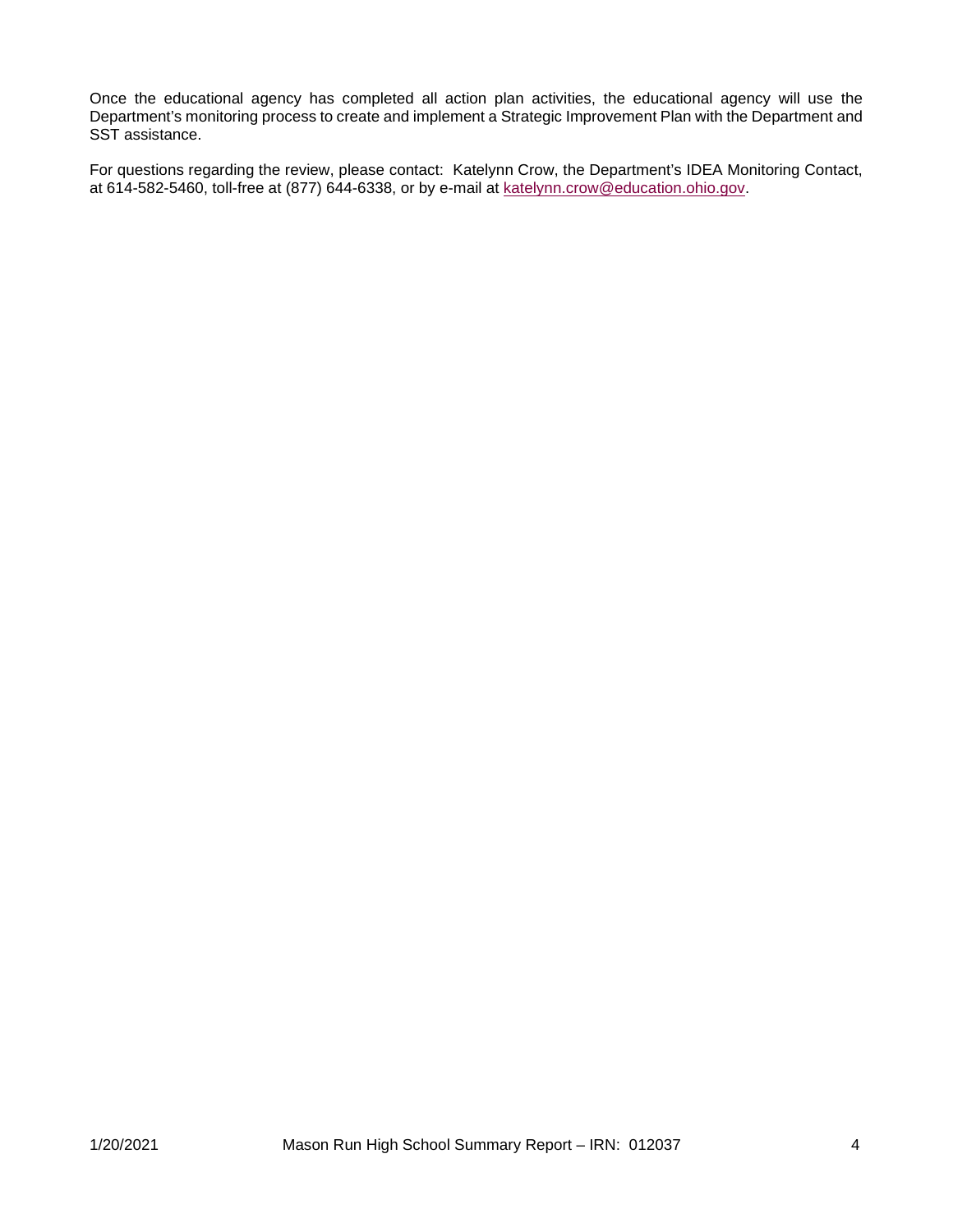Once the educational agency has completed all action plan activities, the educational agency will use the Department's monitoring process to create and implement a Strategic Improvement Plan with the Department and SST assistance.

For questions regarding the review, please contact: Katelynn Crow, the Department's IDEA Monitoring Contact, at 614-582-5460, toll-free at (877) 644-6338, or by e-mail at [katelynn.crow@education.ohio.gov](mailto:katelynn.crow@education.ohio.gov).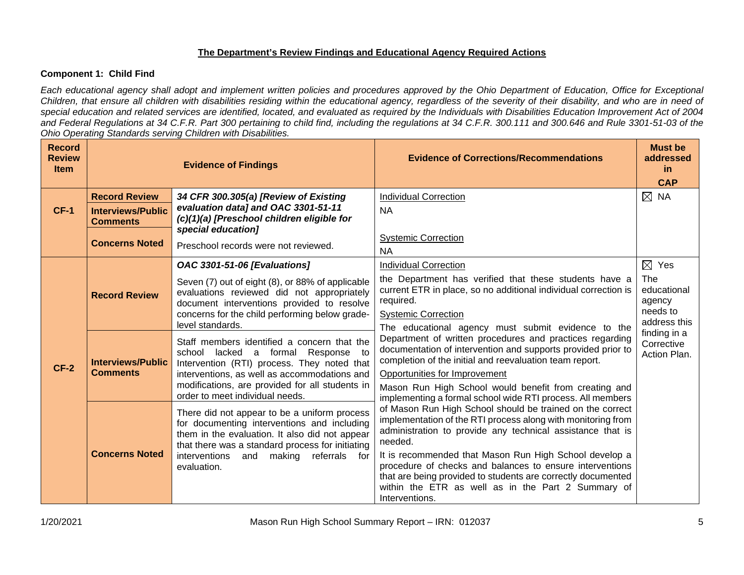**The Department's Review Findings and Educational Agency Required Actions**

**Component 1: Child Find**

*Each educational agency shall adopt and implement written policies and procedures approved by the Ohio Department of Education, Office for Exceptional Children, that ensure all children with disabilities residing within the educational agency, regardless of the severity of their disability, and who are in need of special education and related services are identified, located, and evaluated as required by the Individuals with Disabilities Education Improvement Act of 2004 and Federal Regulations at 34 C.F.R. Part 300 pertaining to child find, including the regulations at 34 C.F.R. 300.111 and 300.646 and Rule 3301-51-03 of the Ohio Operating Standards serving Children with Disabilities.*

| Record Review Item | Evidence of Findings | | Evidence of Corrections/Recommendations | Must be addressed in CAP |
|---|---|---|---|---|
| **CF-1** | **Record Review** | ***34 CFR 300.305(a) [Review of Existing evaluation data] and OAC 3301-51-11 (c)(1)(a) [Preschool children eligible for special education]*** | Individual Correction<br>NA<br><br>Systemic Correction<br>NA | ☒ NA |
| | **Interviews/Public Comments** | | | |
| | **Concerns Noted** | Preschool records were not reviewed. | | |
| **CF-2** | **Record Review** | ***OAC 3301-51-06 [Evaluations]***<br><br>Seven (7) out of eight (8), or 88% of applicable evaluations reviewed did not appropriately document interventions provided to resolve concerns for the child performing below grade-level standards. | Individual Correction<br>the Department has verified that these students have a current ETR in place, so no additional individual correction is required.<br>Systemic Correction<br>The educational agency must submit evidence to the Department of written procedures and practices regarding documentation of intervention and supports provided prior to completion of the initial and reevaluation team report.<br>Opportunities for Improvement<br>Mason Run High School would benefit from creating and implementing a formal school wide RTI process. All members of Mason Run High School should be trained on the correct implementation of the RTI process along with monitoring from administration to provide any technical assistance that is needed.<br>It is recommended that Mason Run High School develop a procedure of checks and balances to ensure interventions that are being provided to students are correctly documented within the ETR as well as in the Part 2 Summary of Interventions. | ☒ Yes<br>The educational agency needs to address this finding in a Corrective Action Plan. |
| | **Interviews/Public Comments** | Staff members identified a concern that the school lacked a formal Response to Intervention (RTI) process. They noted that interventions, as well as accommodations and modifications, are provided for all students in order to meet individual needs. | | |
| | **Concerns Noted** | There did not appear to be a uniform process for documenting interventions and including them in the evaluation. It also did not appear that there was a standard process for initiating interventions and making referrals for evaluation. | | |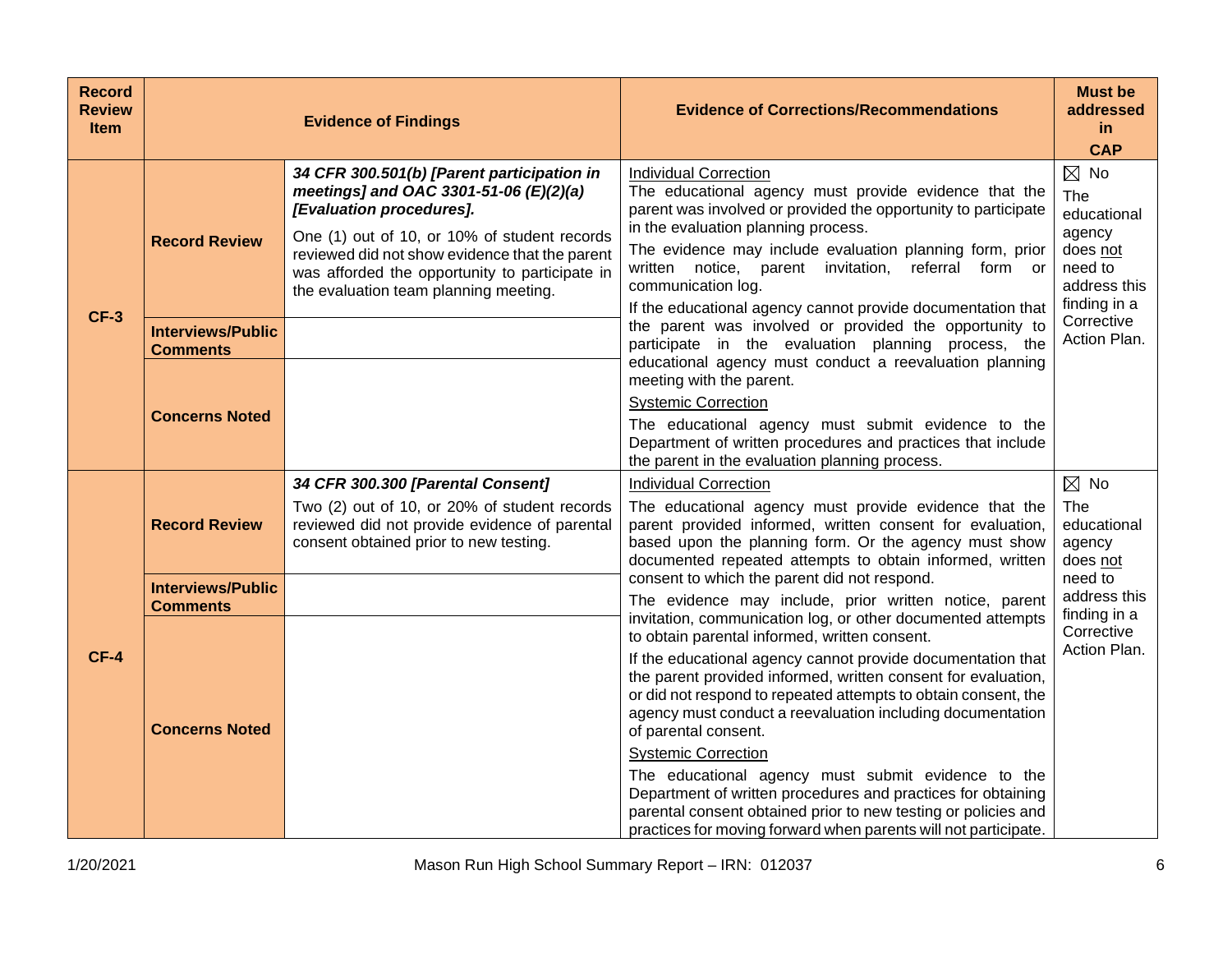| Record Review Item | Evidence of Findings | | Evidence of Corrections/Recommendations | Must be addressed in CAP |
|---|---|---|---|---|
| CF-3 | Record Review | ***34 CFR 300.501(b) [Parent participation in meetings] and OAC 3301-51-06 (E)(2)(a) [Evaluation procedures].*** One (1) out of 10, or 10% of student records reviewed did not show evidence that the parent was afforded the opportunity to participate in the evaluation team planning meeting. | <u>Individual Correction</u> The educational agency must provide evidence that the parent was involved or provided the opportunity to participate in the evaluation planning process. The evidence may include evaluation planning form, prior written notice, parent invitation, referral form or communication log. If the educational agency cannot provide documentation that the parent was involved or provided the opportunity to participate in the evaluation planning process, the educational agency must conduct a reevaluation planning meeting with the parent. <u>Systemic Correction</u> The educational agency must submit evidence to the Department of written procedures and practices that include the parent in the evaluation planning process. | ☒ No The educational agency does <u>not</u> need to address this finding in a Corrective Action Plan. |
| | Interviews/Public Comments | | | |
| | Concerns Noted | | | |
| CF-4 | Record Review | ***34 CFR 300.300 [Parental Consent]*** Two (2) out of 10, or 20% of student records reviewed did not provide evidence of parental consent obtained prior to new testing. | <u>Individual Correction</u> The educational agency must provide evidence that the parent provided informed, written consent for evaluation, based upon the planning form. Or the agency must show documented repeated attempts to obtain informed, written consent to which the parent did not respond. The evidence may include, prior written notice, parent invitation, communication log, or other documented attempts to obtain parental informed, written consent. If the educational agency cannot provide documentation that the parent provided informed, written consent for evaluation, or did not respond to repeated attempts to obtain consent, the agency must conduct a reevaluation including documentation of parental consent. <u>Systemic Correction</u> The educational agency must submit evidence to the Department of written procedures and practices for obtaining parental consent obtained prior to new testing or policies and practices for moving forward when parents will not participate. | ☒ No The educational agency does <u>not</u> need to address this finding in a Corrective Action Plan. |
| | Interviews/Public Comments | | | |
| | Concerns Noted | | | |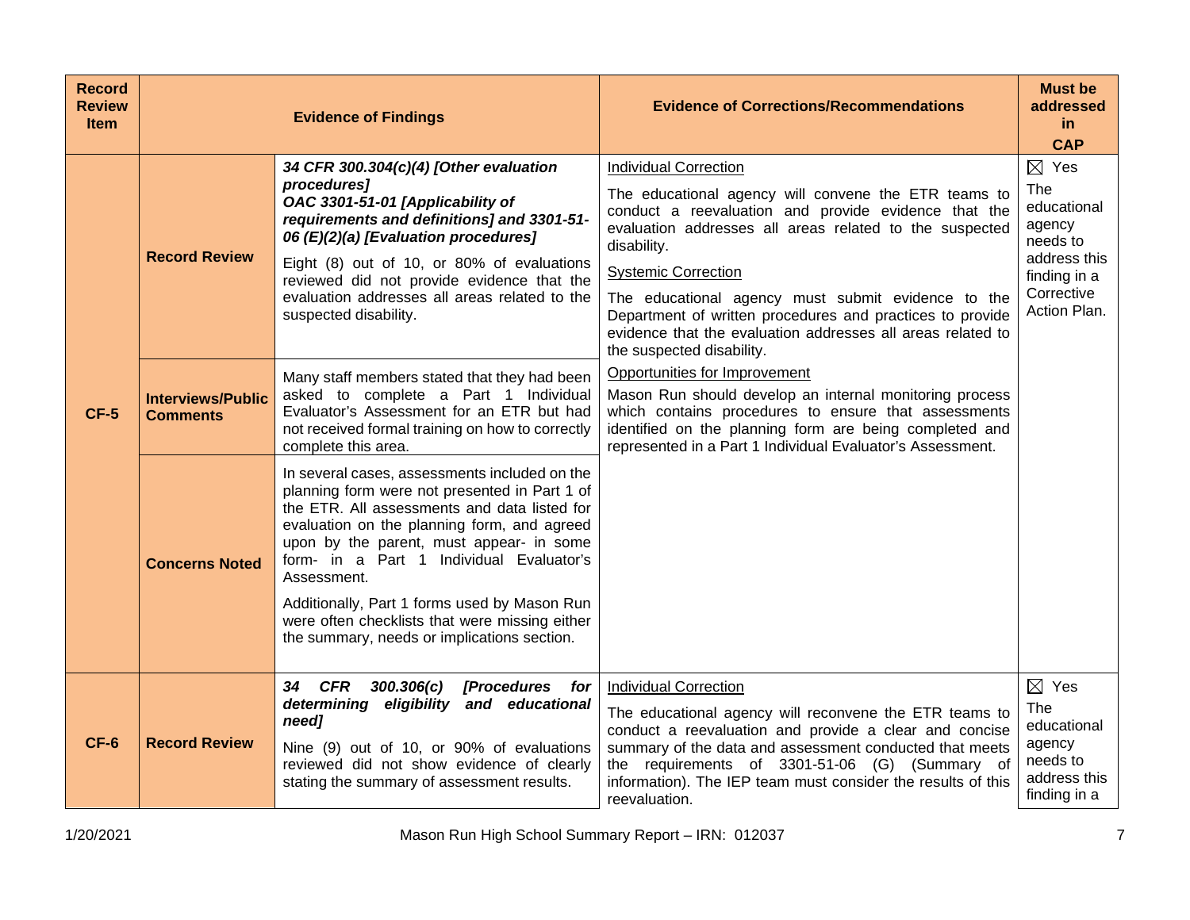| Record Review Item | Evidence of Findings | | Evidence of Corrections/Recommendations | Must be addressed in CAP |
|---|---|---|---|---|
| CF-5 | **Record Review** | ***34 CFR 300.304(c)(4) [Other evaluation procedures]*** ***OAC 3301-51-01 [Applicability of requirements and definitions] and 3301-51-06 (E)(2)(a) [Evaluation procedures]*** Eight (8) out of 10, or 80% of evaluations reviewed did not provide evidence that the evaluation addresses all areas related to the suspected disability. | Individual Correction The educational agency will convene the ETR teams to conduct a reevaluation and provide evidence that the evaluation addresses all areas related to the suspected disability. Systemic Correction The educational agency must submit evidence to the Department of written procedures and practices to provide evidence that the evaluation addresses all areas related to the suspected disability. Opportunities for Improvement Mason Run should develop an internal monitoring process which contains procedures to ensure that assessments identified on the planning form are being completed and represented in a Part 1 Individual Evaluator's Assessment. | ☒ Yes The educational agency needs to address this finding in a Corrective Action Plan. |
| | **Interviews/Public Comments** | Many staff members stated that they had been asked to complete a Part 1 Individual Evaluator's Assessment for an ETR but had not received formal training on how to correctly complete this area. | | |
| | **Concerns Noted** | In several cases, assessments included on the planning form were not presented in Part 1 of the ETR. All assessments and data listed for evaluation on the planning form, and agreed upon by the parent, must appear- in some form- in a Part 1 Individual Evaluator's Assessment. Additionally, Part 1 forms used by Mason Run were often checklists that were missing either the summary, needs or implications section. | | |
| CF-6 | **Record Review** | ***34 CFR 300.306(c) [Procedures for determining eligibility and educational need]*** Nine (9) out of 10, or 90% of evaluations reviewed did not show evidence of clearly stating the summary of assessment results. | Individual Correction The educational agency will reconvene the ETR teams to conduct a reevaluation and provide a clear and concise summary of the data and assessment conducted that meets the requirements of 3301-51-06 (G) (Summary of information). The IEP team must consider the results of this reevaluation. | ☒ Yes The educational agency needs to address this finding in a |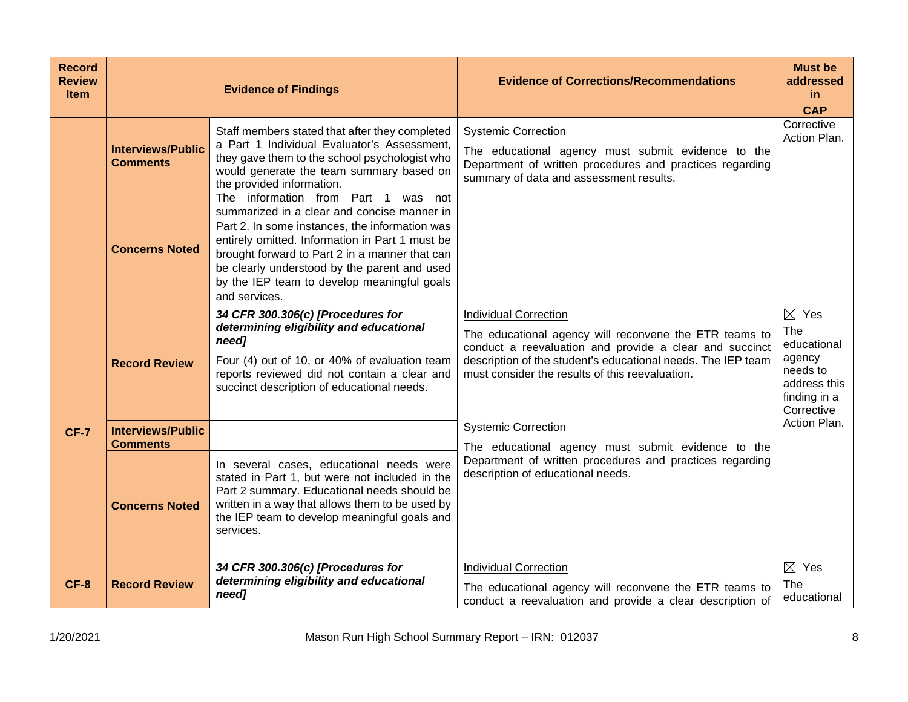| Record Review Item | Evidence of Findings | | Evidence of Corrections/Recommendations | Must be addressed in CAP |
|---|---|---|---|---|
| | **Interviews/Public Comments** | Staff members stated that after they completed a Part 1 Individual Evaluator's Assessment, they gave them to the school psychologist who would generate the team summary based on the provided information. | Systemic Correction<br><br>The educational agency must submit evidence to the Department of written procedures and practices regarding summary of data and assessment results. | Corrective Action Plan. |
| | **Concerns Noted** | The information from Part 1 was not summarized in a clear and concise manner in Part 2. In some instances, the information was entirely omitted. Information in Part 1 must be brought forward to Part 2 in a manner that can be clearly understood by the parent and used by the IEP team to develop meaningful goals and services. | | |
| **CF-7** | **Record Review** | ***34 CFR 300.306(c) [Procedures for determining eligibility and educational need]***<br><br>Four (4) out of 10, or 40% of evaluation team reports reviewed did not contain a clear and succinct description of educational needs. | Individual Correction<br><br>The educational agency will reconvene the ETR teams to conduct a reevaluation and provide a clear and succinct description of the student's educational needs. The IEP team must consider the results of this reevaluation. | ☒ Yes<br>The educational agency needs to address this finding in a Corrective Action Plan. |
| | **Interviews/Public Comments** | | Systemic Correction<br><br>The educational agency must submit evidence to the Department of written procedures and practices regarding description of educational needs. | |
| | **Concerns Noted** | In several cases, educational needs were stated in Part 1, but were not included in the Part 2 summary. Educational needs should be written in a way that allows them to be used by the IEP team to develop meaningful goals and services. | | |
| **CF-8** | **Record Review** | ***34 CFR 300.306(c) [Procedures for determining eligibility and educational need]*** | Individual Correction<br><br>The educational agency will reconvene the ETR teams to conduct a reevaluation and provide a clear description of | ☒ Yes<br>The educational |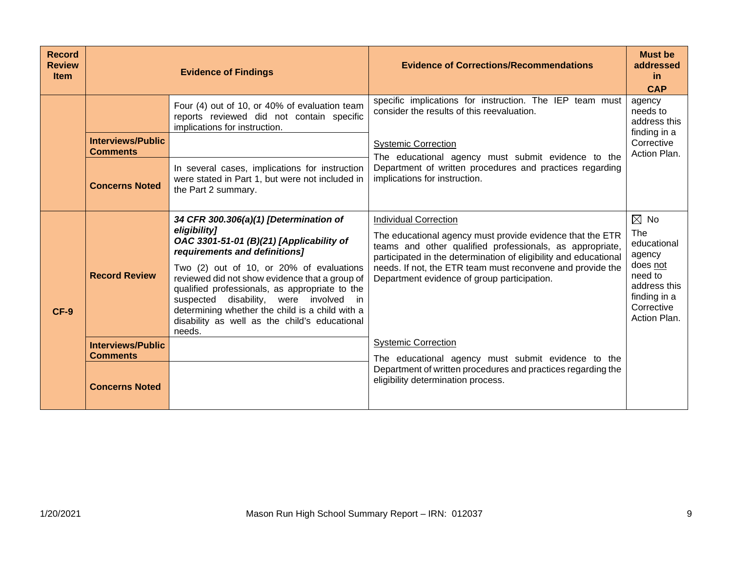| Record Review Item | Evidence of Findings | | Evidence of Corrections/Recommendations | Must be addressed in CAP |
|---|---|---|---|---|
| | | Four (4) out of 10, or 40% of evaluation team reports reviewed did not contain specific implications for instruction. | specific implications for instruction. The IEP team must consider the results of this reevaluation.<br><br>Systemic Correction<br>The educational agency must submit evidence to the Department of written procedures and practices regarding implications for instruction. | agency needs to address this finding in a Corrective Action Plan. |
| | **Interviews/Public Comments** | | | |
| | **Concerns Noted** | In several cases, implications for instruction were stated in Part 1, but were not included in the Part 2 summary. | | |
| **CF-9** | **Record Review** | ***34 CFR 300.306(a)(1) [Determination of eligibility]***<br>***OAC 3301-51-01 (B)(21) [Applicability of requirements and definitions]***<br><br>Two (2) out of 10, or 20% of evaluations reviewed did not show evidence that a group of qualified professionals, as appropriate to the suspected disability, were involved in determining whether the child is a child with a disability as well as the child's educational needs. | Individual Correction<br>The educational agency must provide evidence that the ETR teams and other qualified professionals, as appropriate, participated in the determination of eligibility and educational needs. If not, the ETR team must reconvene and provide the Department evidence of group participation. | ☒ No<br>The educational agency does not need to address this finding in a Corrective Action Plan. |
| | **Interviews/Public Comments** | | Systemic Correction<br>The educational agency must submit evidence to the Department of written procedures and practices regarding the eligibility determination process. | |
| | **Concerns Noted** | | | |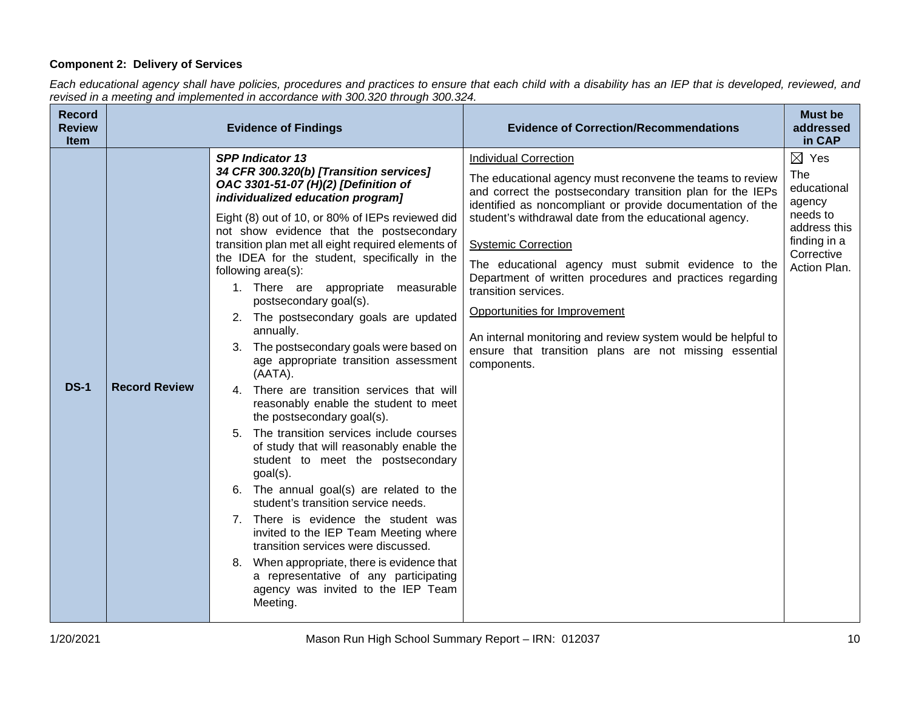**Component 2: Delivery of Services**

*Each educational agency shall have policies, procedures and practices to ensure that each child with a disability has an IEP that is developed, reviewed, and revised in a meeting and implemented in accordance with 300.320 through 300.324.*

| Record Review Item | Evidence of Findings | | Evidence of Correction/Recommendations | Must be addressed in CAP |
|---|---|---|---|---|
| **DS-1** | **Record Review** | ***SPP Indicator 13*** <br> ***34 CFR 300.320(b) [Transition services]*** <br> ***OAC 3301-51-07 (H)(2) [Definition of individualized education program]*** <br><br> Eight (8) out of 10, or 80% of IEPs reviewed did not show evidence that the postsecondary transition plan met all eight required elements of the IDEA for the student, specifically in the following area(s): <br> 1. There are appropriate measurable postsecondary goal(s). <br> 2. The postsecondary goals are updated annually. <br> 3. The postsecondary goals were based on age appropriate transition assessment (AATA). <br> 4. There are transition services that will reasonably enable the student to meet the postsecondary goal(s). <br> 5. The transition services include courses of study that will reasonably enable the student to meet the postsecondary goal(s). <br> 6. The annual goal(s) are related to the student's transition service needs. <br> 7. There is evidence the student was invited to the IEP Team Meeting where transition services were discussed. <br> 8. When appropriate, there is evidence that a representative of any participating agency was invited to the IEP Team Meeting. | <u>Individual Correction</u> <br><br> The educational agency must reconvene the teams to review and correct the postsecondary transition plan for the IEPs identified as noncompliant or provide documentation of the student's withdrawal date from the educational agency. <br><br> <u>Systemic Correction</u> <br><br> The educational agency must submit evidence to the Department of written procedures and practices regarding transition services. <br><br> <u>Opportunities for Improvement</u> <br><br> An internal monitoring and review system would be helpful to ensure that transition plans are not missing essential components. | ☒ Yes <br> The educational agency needs to address this finding in a Corrective Action Plan. |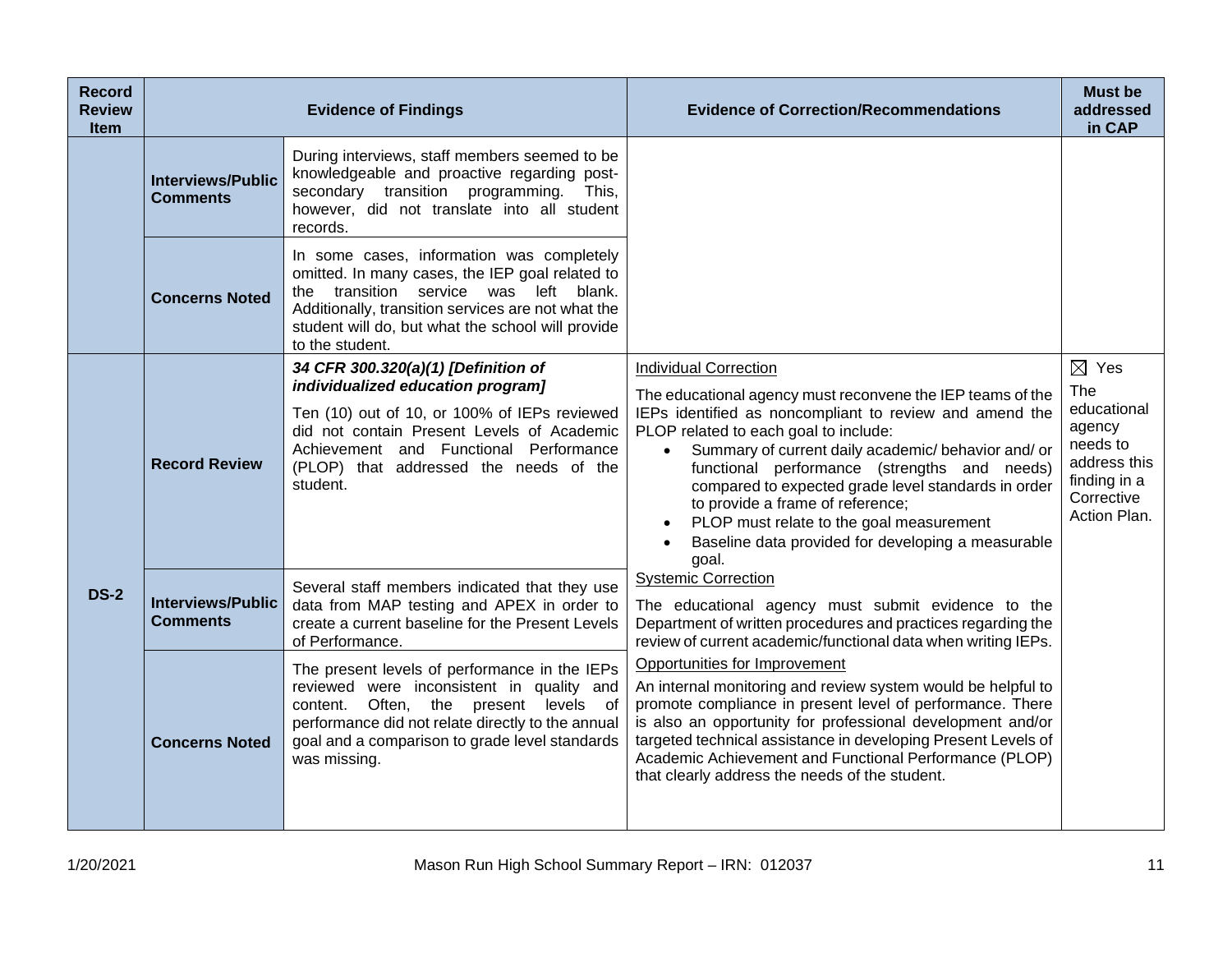| Record Review Item | Evidence of Findings | | Evidence of Correction/Recommendations | Must be addressed in CAP |
|---|---|---|---|---|
| | **Interviews/Public Comments** | During interviews, staff members seemed to be knowledgeable and proactive regarding post-secondary transition programming. This, however, did not translate into all student records. | | |
| | **Concerns Noted** | In some cases, information was completely omitted. In many cases, the IEP goal related to the transition service was left blank. Additionally, transition services are not what the student will do, but what the school will provide to the student. | | |
| **DS-2** | **Record Review** | ***34 CFR 300.320(a)(1) [Definition of individualized education program]*** Ten (10) out of 10, or 100% of IEPs reviewed did not contain Present Levels of Academic Achievement and Functional Performance (PLOP) that addressed the needs of the student. | Individual Correction The educational agency must reconvene the IEP teams of the IEPs identified as noncompliant to review and amend the PLOP related to each goal to include: • Summary of current daily academic/ behavior and/ or functional performance (strengths and needs) compared to expected grade level standards in order to provide a frame of reference; • PLOP must relate to the goal measurement • Baseline data provided for developing a measurable goal. Systemic Correction The educational agency must submit evidence to the Department of written procedures and practices regarding the review of current academic/functional data when writing IEPs. Opportunities for Improvement An internal monitoring and review system would be helpful to promote compliance in present level of performance. There is also an opportunity for professional development and/or targeted technical assistance in developing Present Levels of Academic Achievement and Functional Performance (PLOP) that clearly address the needs of the student. | ☒ Yes The educational agency needs to address this finding in a Corrective Action Plan. |
| | **Interviews/Public Comments** | Several staff members indicated that they use data from MAP testing and APEX in order to create a current baseline for the Present Levels of Performance. | | |
| | **Concerns Noted** | The present levels of performance in the IEPs reviewed were inconsistent in quality and content. Often, the present levels of performance did not relate directly to the annual goal and a comparison to grade level standards was missing. | | |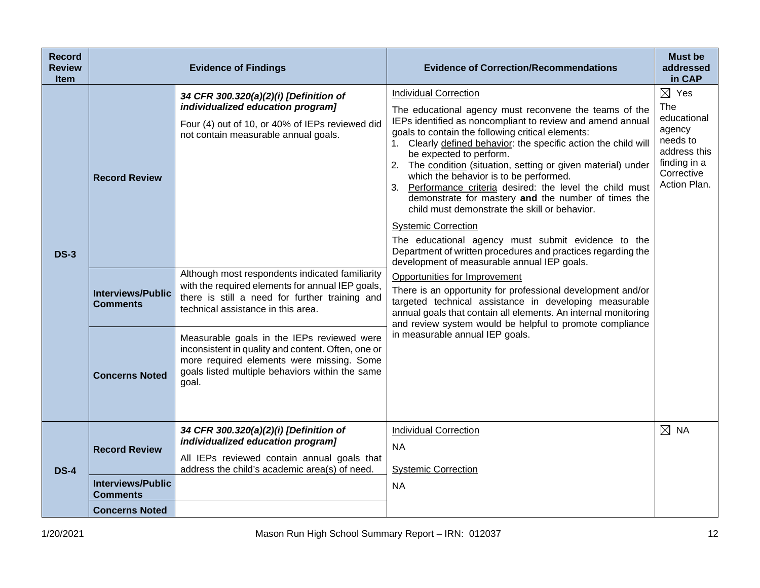| Record Review Item | Evidence of Findings | | Evidence of Correction/Recommendations | Must be addressed in CAP |
|---|---|---|---|---|
| DS-3 | **Record Review** | ***34 CFR 300.320(a)(2)(i) [Definition of individualized education program]***<br>Four (4) out of 10, or 40% of IEPs reviewed did not contain measurable annual goals. | Individual Correction<br>The educational agency must reconvene the teams of the IEPs identified as noncompliant to review and amend annual goals to contain the following critical elements:<br>1. Clearly defined behavior: the specific action the child will be expected to perform.<br>2. The condition (situation, setting or given material) under which the behavior is to be performed.<br>3. Performance criteria desired: the level the child must demonstrate for mastery **and** the number of times the child must demonstrate the skill or behavior.<br><br>Systemic Correction<br>The educational agency must submit evidence to the Department of written procedures and practices regarding the development of measurable annual IEP goals.<br><br>Opportunities for Improvement<br>There is an opportunity for professional development and/or targeted technical assistance in developing measurable annual goals that contain all elements. An internal monitoring and review system would be helpful to promote compliance in measurable annual IEP goals. | ☒ Yes<br>The educational agency needs to address this finding in a Corrective Action Plan. |
| | **Interviews/Public Comments** | Although most respondents indicated familiarity with the required elements for annual IEP goals, there is still a need for further training and technical assistance in this area. | | |
| | **Concerns Noted** | Measurable goals in the IEPs reviewed were inconsistent in quality and content. Often, one or more required elements were missing. Some goals listed multiple behaviors within the same goal. | | |
| DS-4 | **Record Review** | ***34 CFR 300.320(a)(2)(i) [Definition of individualized education program]***<br>All IEPs reviewed contain annual goals that address the child's academic area(s) of need. | Individual Correction<br>NA<br><br>Systemic Correction<br>NA | ☒ NA |
| | **Interviews/Public Comments** | | | |
| | **Concerns Noted** | | | |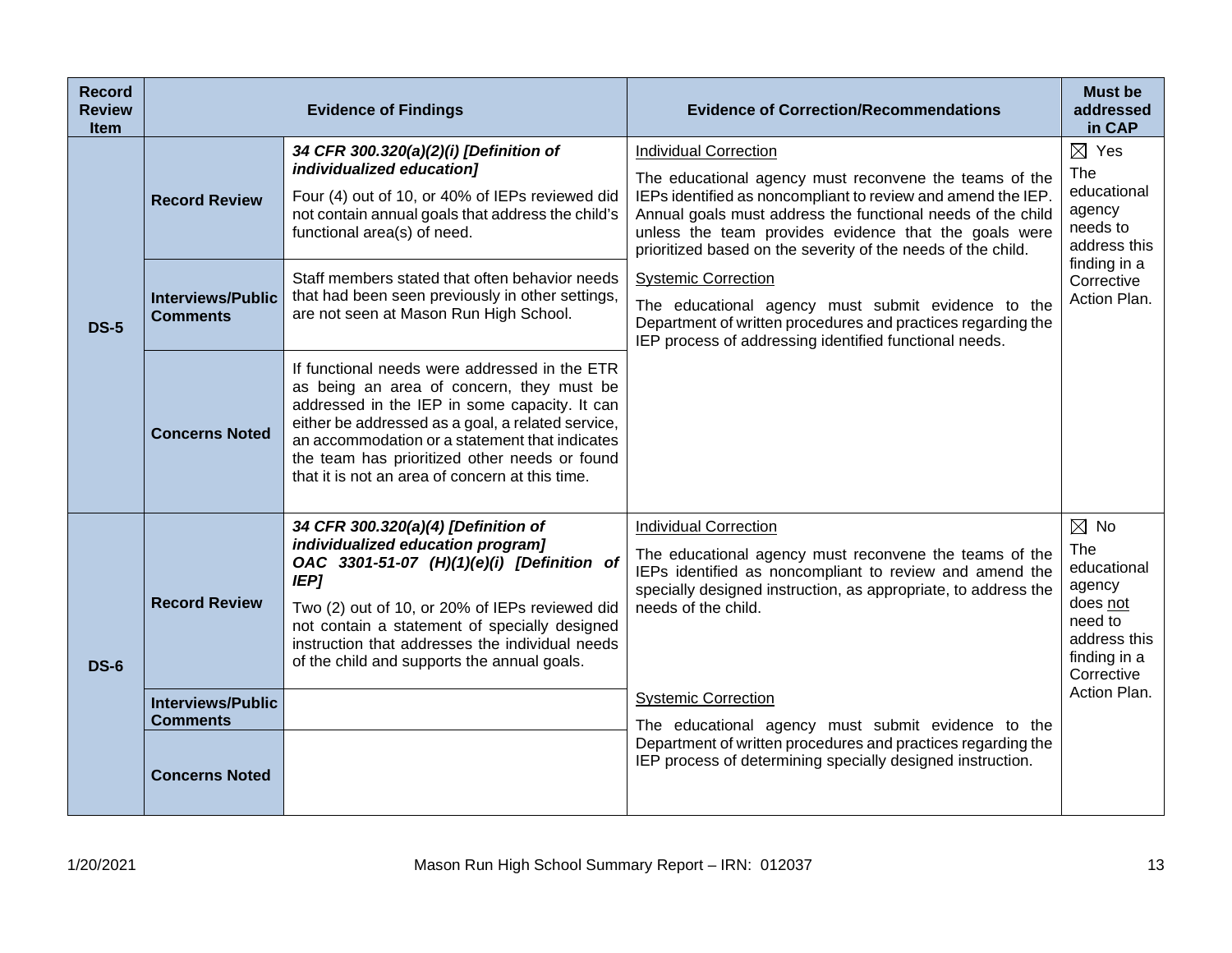| Record Review Item | Evidence of Findings | | Evidence of Correction/Recommendations | Must be addressed in CAP |
|---|---|---|---|---|
| **DS-5** | **Record Review** | ***34 CFR 300.320(a)(2)(i) [Definition of individualized education]*** Four (4) out of 10, or 40% of IEPs reviewed did not contain annual goals that address the child's functional area(s) of need. | Individual Correction The educational agency must reconvene the teams of the IEPs identified as noncompliant to review and amend the IEP. Annual goals must address the functional needs of the child unless the team provides evidence that the goals were prioritized based on the severity of the needs of the child. Systemic Correction The educational agency must submit evidence to the Department of written procedures and practices regarding the IEP process of addressing identified functional needs. | ☒ Yes The educational agency needs to address this finding in a Corrective Action Plan. |
| | **Interviews/Public Comments** | Staff members stated that often behavior needs that had been seen previously in other settings, are not seen at Mason Run High School. | | |
| | **Concerns Noted** | If functional needs were addressed in the ETR as being an area of concern, they must be addressed in the IEP in some capacity. It can either be addressed as a goal, a related service, an accommodation or a statement that indicates the team has prioritized other needs or found that it is not an area of concern at this time. | | |
| **DS-6** | **Record Review** | ***34 CFR 300.320(a)(4) [Definition of individualized education program]*** ***OAC 3301-51-07 (H)(1)(e)(i) [Definition of IEP]*** Two (2) out of 10, or 20% of IEPs reviewed did not contain a statement of specially designed instruction that addresses the individual needs of the child and supports the annual goals. | Individual Correction The educational agency must reconvene the teams of the IEPs identified as noncompliant to review and amend the specially designed instruction, as appropriate, to address the needs of the child. | ☒ No The educational agency does not need to address this finding in a Corrective Action Plan. |
| | **Interviews/Public Comments** | | Systemic Correction The educational agency must submit evidence to the Department of written procedures and practices regarding the IEP process of determining specially designed instruction. | |
| | **Concerns Noted** | | | |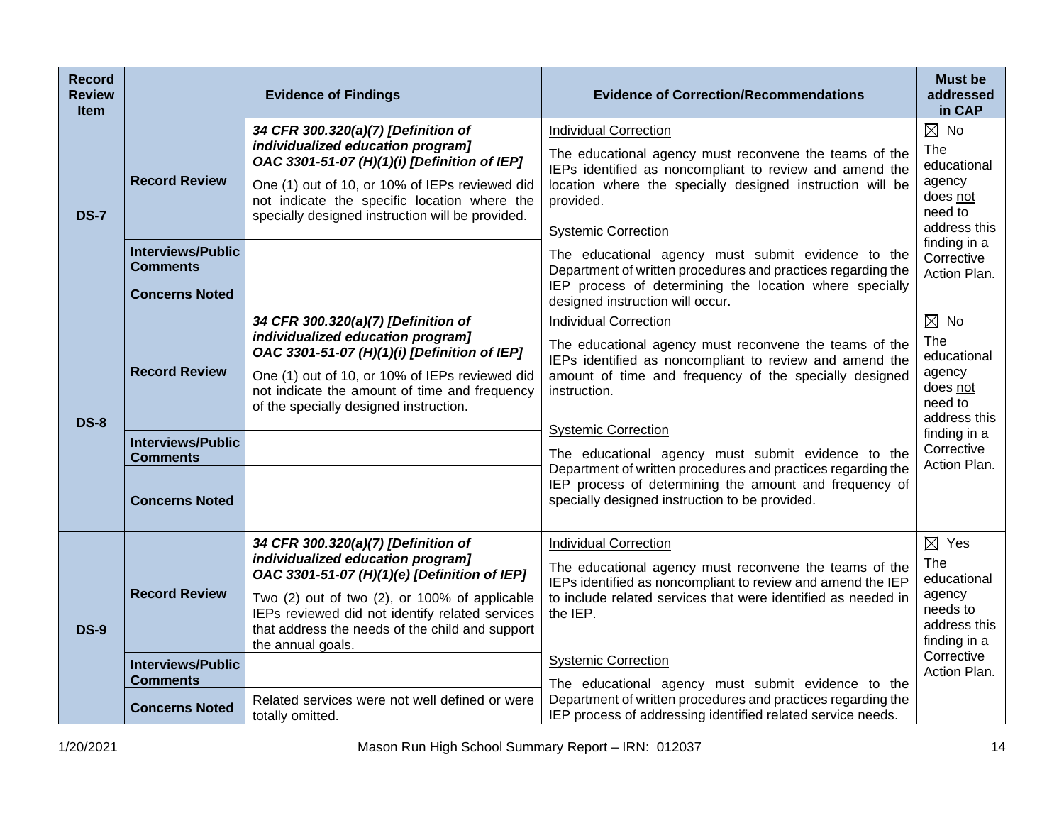| Record Review Item | Evidence of Findings | | Evidence of Correction/Recommendations | Must be addressed in CAP |
|---|---|---|---|---|
| DS-7 | Record Review | ***34 CFR 300.320(a)(7) [Definition of individualized education program]***<br>***OAC 3301-51-07 (H)(1)(i) [Definition of IEP]***<br>One (1) out of 10, or 10% of IEPs reviewed did not indicate the specific location where the specially designed instruction will be provided. | Individual Correction<br>The educational agency must reconvene the teams of the IEPs identified as noncompliant to review and amend the location where the specially designed instruction will be provided.<br>Systemic Correction<br>The educational agency must submit evidence to the Department of written procedures and practices regarding the IEP process of determining the location where specially designed instruction will occur. | ☒ No<br>The educational agency does not need to address this finding in a Corrective Action Plan. |
| | Interviews/Public Comments | | | |
| | Concerns Noted | | | |
| DS-8 | Record Review | ***34 CFR 300.320(a)(7) [Definition of individualized education program]***<br>***OAC 3301-51-07 (H)(1)(i) [Definition of IEP]***<br>One (1) out of 10, or 10% of IEPs reviewed did not indicate the amount of time and frequency of the specially designed instruction. | Individual Correction<br>The educational agency must reconvene the teams of the IEPs identified as noncompliant to review and amend the amount of time and frequency of the specially designed instruction.<br>Systemic Correction<br>The educational agency must submit evidence to the Department of written procedures and practices regarding the IEP process of determining the amount and frequency of specially designed instruction to be provided. | ☒ No<br>The educational agency does not need to address this finding in a Corrective Action Plan. |
| | Interviews/Public Comments | | | |
| | Concerns Noted | | | |
| DS-9 | Record Review | ***34 CFR 300.320(a)(7) [Definition of individualized education program]***<br>***OAC 3301-51-07 (H)(1)(e) [Definition of IEP]***<br>Two (2) out of two (2), or 100% of applicable IEPs reviewed did not identify related services that address the needs of the child and support the annual goals. | Individual Correction<br>The educational agency must reconvene the teams of the IEPs identified as noncompliant to review and amend the IEP to include related services that were identified as needed in the IEP.<br>Systemic Correction<br>The educational agency must submit evidence to the Department of written procedures and practices regarding the IEP process of addressing identified related service needs. | ☒ Yes<br>The educational agency needs to address this finding in a Corrective Action Plan. |
| | Interviews/Public Comments | | | |
| | Concerns Noted | Related services were not well defined or were totally omitted. | | |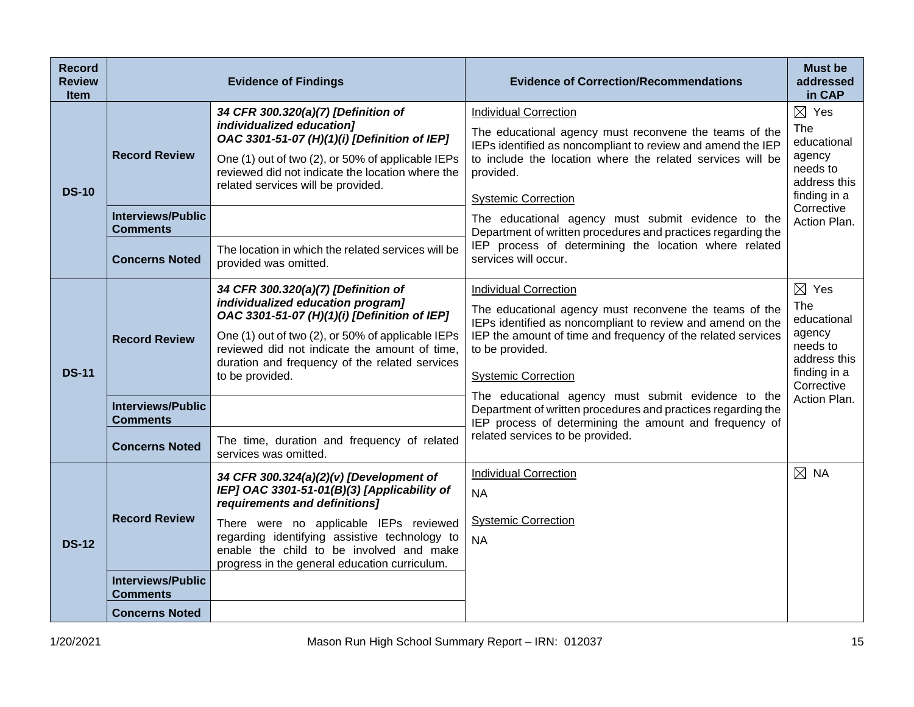| Record Review Item | Evidence of Findings | | Evidence of Correction/Recommendations | Must be addressed in CAP |
|---|---|---|---|---|
| **DS-10** | **Record Review** | ***34 CFR 300.320(a)(7) [Definition of individualized education] OAC 3301-51-07 (H)(1)(i) [Definition of IEP]*** One (1) out of two (2), or 50% of applicable IEPs reviewed did not indicate the location where the related services will be provided. | Individual Correction<br>The educational agency must reconvene the teams of the IEPs identified as noncompliant to review and amend the IEP to include the location where the related services will be provided.<br>Systemic Correction<br>The educational agency must submit evidence to the Department of written procedures and practices regarding the IEP process of determining the location where related services will occur. | ☒ Yes<br>The educational agency needs to address this finding in a Corrective Action Plan. |
| | **Interviews/Public Comments** | | | |
| | **Concerns Noted** | The location in which the related services will be provided was omitted. | | |
| **DS-11** | **Record Review** | ***34 CFR 300.320(a)(7) [Definition of individualized education program] OAC 3301-51-07 (H)(1)(i) [Definition of IEP]*** One (1) out of two (2), or 50% of applicable IEPs reviewed did not indicate the amount of time, duration and frequency of the related services to be provided. | Individual Correction<br>The educational agency must reconvene the teams of the IEPs identified as noncompliant to review and amend on the IEP the amount of time and frequency of the related services to be provided.<br>Systemic Correction<br>The educational agency must submit evidence to the Department of written procedures and practices regarding the IEP process of determining the amount and frequency of related services to be provided. | ☒ Yes<br>The educational agency needs to address this finding in a Corrective Action Plan. |
| | **Interviews/Public Comments** | | | |
| | **Concerns Noted** | The time, duration and frequency of related services was omitted. | | |
| **DS-12** | **Record Review** | ***34 CFR 300.324(a)(2)(v) [Development of IEP] OAC 3301-51-01(B)(3) [Applicability of requirements and definitions]*** There were no applicable IEPs reviewed regarding identifying assistive technology to enable the child to be involved and make progress in the general education curriculum. | Individual Correction<br>NA<br>Systemic Correction<br>NA | ☒ NA |
| | **Interviews/Public Comments** | | | |
| | **Concerns Noted** | | | |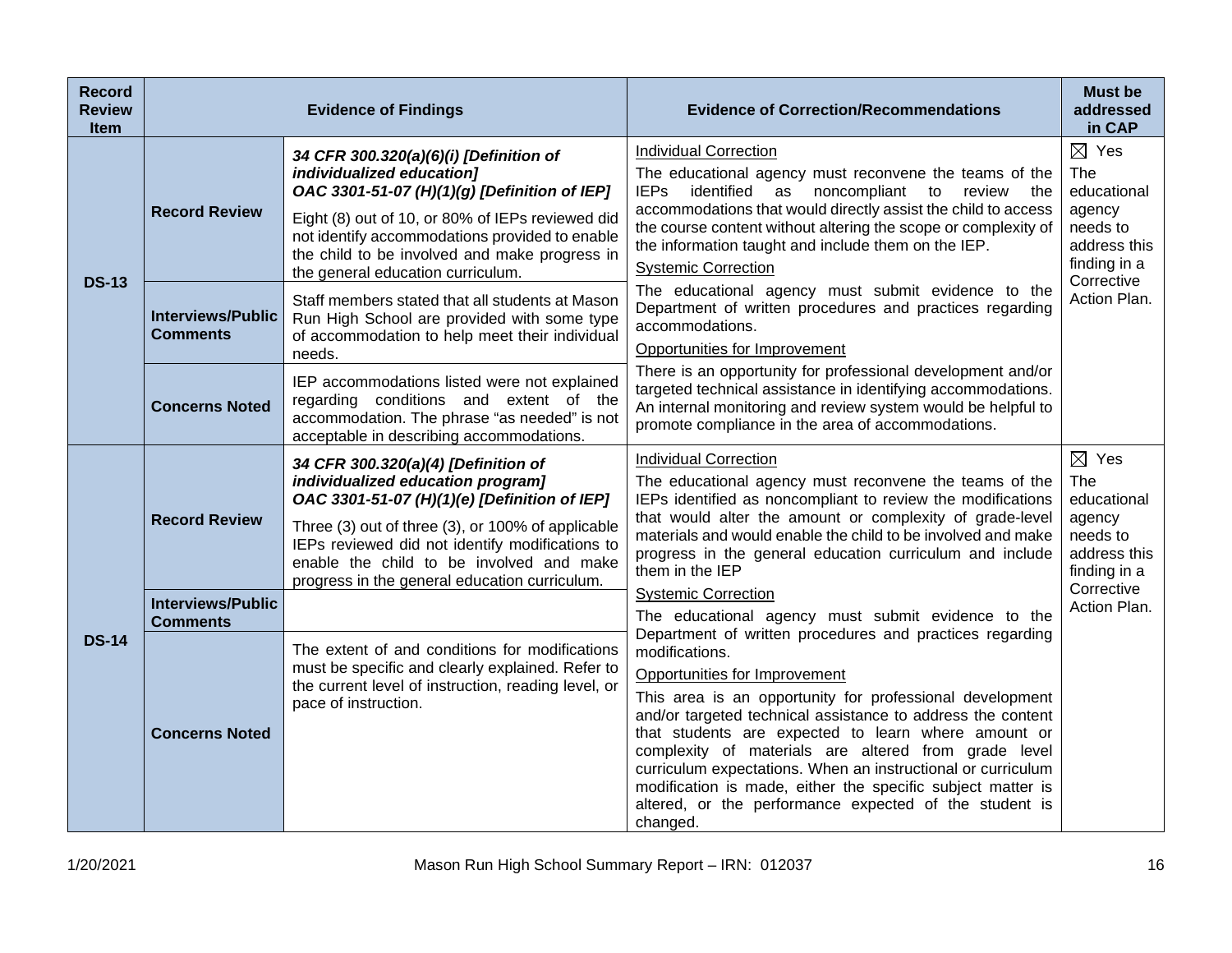| Record Review Item | Evidence of Findings | | Evidence of Correction/Recommendations | Must be addressed in CAP |
|---|---|---|---|---|
| DS-13 | Record Review | ***34 CFR 300.320(a)(6)(i) [Definition of individualized education]*** ***OAC 3301-51-07 (H)(1)(g) [Definition of IEP]*** Eight (8) out of 10, or 80% of IEPs reviewed did not identify accommodations provided to enable the child to be involved and make progress in the general education curriculum. | <u>Individual Correction</u> The educational agency must reconvene the teams of the IEPs identified as noncompliant to review the accommodations that would directly assist the child to access the course content without altering the scope or complexity of the information taught and include them on the IEP. <u>Systemic Correction</u> The educational agency must submit evidence to the Department of written procedures and practices regarding accommodations. <u>Opportunities for Improvement</u> There is an opportunity for professional development and/or targeted technical assistance in identifying accommodations. An internal monitoring and review system would be helpful to promote compliance in the area of accommodations. | ☒ Yes The educational agency needs to address this finding in a Corrective Action Plan. |
| | Interviews/Public Comments | Staff members stated that all students at Mason Run High School are provided with some type of accommodation to help meet their individual needs. | | |
| | Concerns Noted | IEP accommodations listed were not explained regarding conditions and extent of the accommodation. The phrase "as needed" is not acceptable in describing accommodations. | | |
| DS-14 | Record Review | ***34 CFR 300.320(a)(4) [Definition of individualized education program]*** ***OAC 3301-51-07 (H)(1)(e) [Definition of IEP]*** Three (3) out of three (3), or 100% of applicable IEPs reviewed did not identify modifications to enable the child to be involved and make progress in the general education curriculum. | <u>Individual Correction</u> The educational agency must reconvene the teams of the IEPs identified as noncompliant to review the modifications that would alter the amount or complexity of grade-level materials and would enable the child to be involved and make progress in the general education curriculum and include them in the IEP <u>Systemic Correction</u> The educational agency must submit evidence to the Department of written procedures and practices regarding modifications. <u>Opportunities for Improvement</u> This area is an opportunity for professional development and/or targeted technical assistance to address the content that students are expected to learn where amount or complexity of materials are altered from grade level curriculum expectations. When an instructional or curriculum modification is made, either the specific subject matter is altered, or the performance expected of the student is changed. | ☒ Yes The educational agency needs to address this finding in a Corrective Action Plan. |
| | Interviews/Public Comments | | | |
| | Concerns Noted | The extent of and conditions for modifications must be specific and clearly explained. Refer to the current level of instruction, reading level, or pace of instruction. | | |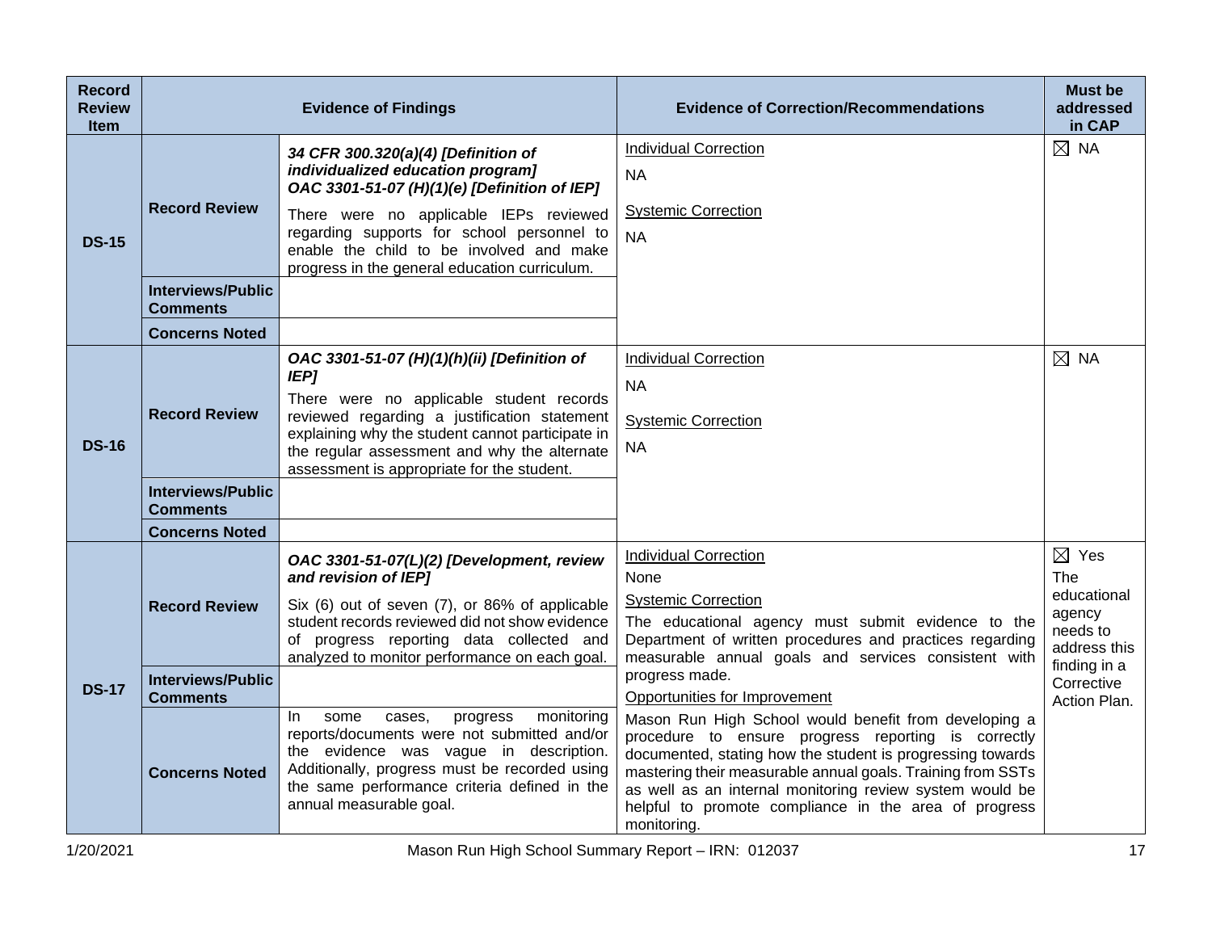| Record Review Item | Evidence of Findings | | Evidence of Correction/Recommendations | Must be addressed in CAP |
|---|---|---|---|---|
| **DS-15** | **Record Review** | ***34 CFR 300.320(a)(4) [Definition of individualized education program]*** ***OAC 3301-51-07 (H)(1)(e) [Definition of IEP]*** There were no applicable IEPs reviewed regarding supports for school personnel to enable the child to be involved and make progress in the general education curriculum. | Individual Correction<br>NA<br>Systemic Correction<br>NA | ☒ NA |
| | **Interviews/Public Comments** | | | |
| | **Concerns Noted** | | | |
| **DS-16** | **Record Review** | ***OAC 3301-51-07 (H)(1)(h)(ii) [Definition of IEP]*** There were no applicable student records reviewed regarding a justification statement explaining why the student cannot participate in the regular assessment and why the alternate assessment is appropriate for the student. | Individual Correction<br>NA<br>Systemic Correction<br>NA | ☒ NA |
| | **Interviews/Public Comments** | | | |
| | **Concerns Noted** | | | |
| **DS-17** | **Record Review** | ***OAC 3301-51-07(L)(2) [Development, review and revision of IEP]*** Six (6) out of seven (7), or 86% of applicable student records reviewed did not show evidence of progress reporting data collected and analyzed to monitor performance on each goal. | Individual Correction<br>None<br>Systemic Correction<br>The educational agency must submit evidence to the Department of written procedures and practices regarding measurable annual goals and services consistent with progress made.<br>Opportunities for Improvement<br>Mason Run High School would benefit from developing a procedure to ensure progress reporting is correctly documented, stating how the student is progressing towards mastering their measurable annual goals. Training from SSTs as well as an internal monitoring review system would be helpful to promote compliance in the area of progress monitoring. | ☒ Yes<br>The educational agency needs to address this finding in a Corrective Action Plan. |
| | **Interviews/Public Comments** | | | |
| | **Concerns Noted** | In some cases, progress monitoring reports/documents were not submitted and/or the evidence was vague in description. Additionally, progress must be recorded using the same performance criteria defined in the annual measurable goal. | | |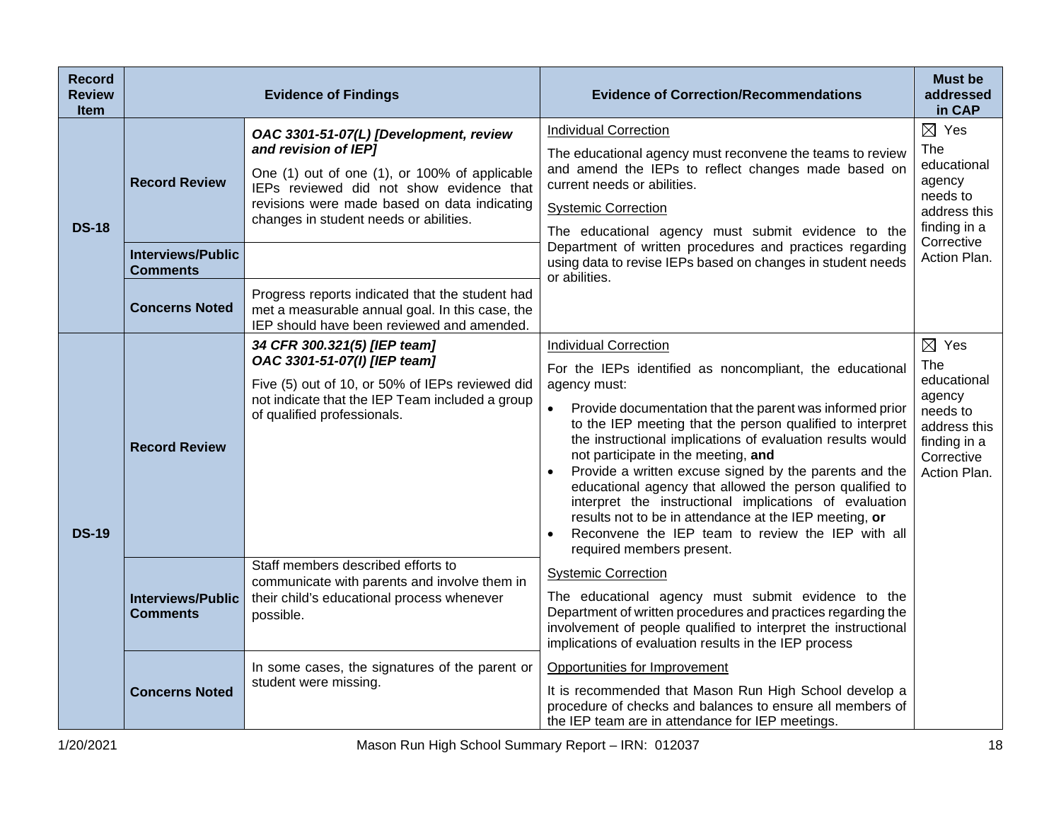| Record Review Item | Evidence of Findings | | Evidence of Correction/Recommendations | Must be addressed in CAP |
|---|---|---|---|---|
| DS-18 | Record Review | ***OAC 3301-51-07(L) [Development, review and revision of IEP]***<br>One (1) out of one (1), or 100% of applicable IEPs reviewed did not show evidence that revisions were made based on data indicating changes in student needs or abilities. | Individual Correction<br>The educational agency must reconvene the teams to review and amend the IEPs to reflect changes made based on current needs or abilities.<br>Systemic Correction<br>The educational agency must submit evidence to the Department of written procedures and practices regarding using data to revise IEPs based on changes in student needs or abilities. | ☒ Yes<br>The educational agency needs to address this finding in a Corrective Action Plan. |
| | Interviews/Public Comments | | | |
| | Concerns Noted | Progress reports indicated that the student had met a measurable annual goal. In this case, the IEP should have been reviewed and amended. | | |
| DS-19 | Record Review | ***34 CFR 300.321(5) [IEP team]***<br>***OAC 3301-51-07(I) [IEP team]***<br>Five (5) out of 10, or 50% of IEPs reviewed did not indicate that the IEP Team included a group of qualified professionals. | Individual Correction<br>For the IEPs identified as noncompliant, the educational agency must:<br>• Provide documentation that the parent was informed prior to the IEP meeting that the person qualified to interpret the instructional implications of evaluation results would not participate in the meeting, **and**<br>• Provide a written excuse signed by the parents and the educational agency that allowed the person qualified to interpret the instructional implications of evaluation results not to be in attendance at the IEP meeting, **or**<br>• Reconvene the IEP team to review the IEP with all required members present. | ☒ Yes<br>The educational agency needs to address this finding in a Corrective Action Plan. |
| | Interviews/Public Comments | Staff members described efforts to communicate with parents and involve them in their child's educational process whenever possible. | Systemic Correction<br>The educational agency must submit evidence to the Department of written procedures and practices regarding the involvement of people qualified to interpret the instructional implications of evaluation results in the IEP process | |
| | Concerns Noted | In some cases, the signatures of the parent or student were missing. | Opportunities for Improvement<br>It is recommended that Mason Run High School develop a procedure of checks and balances to ensure all members of the IEP team are in attendance for IEP meetings. | |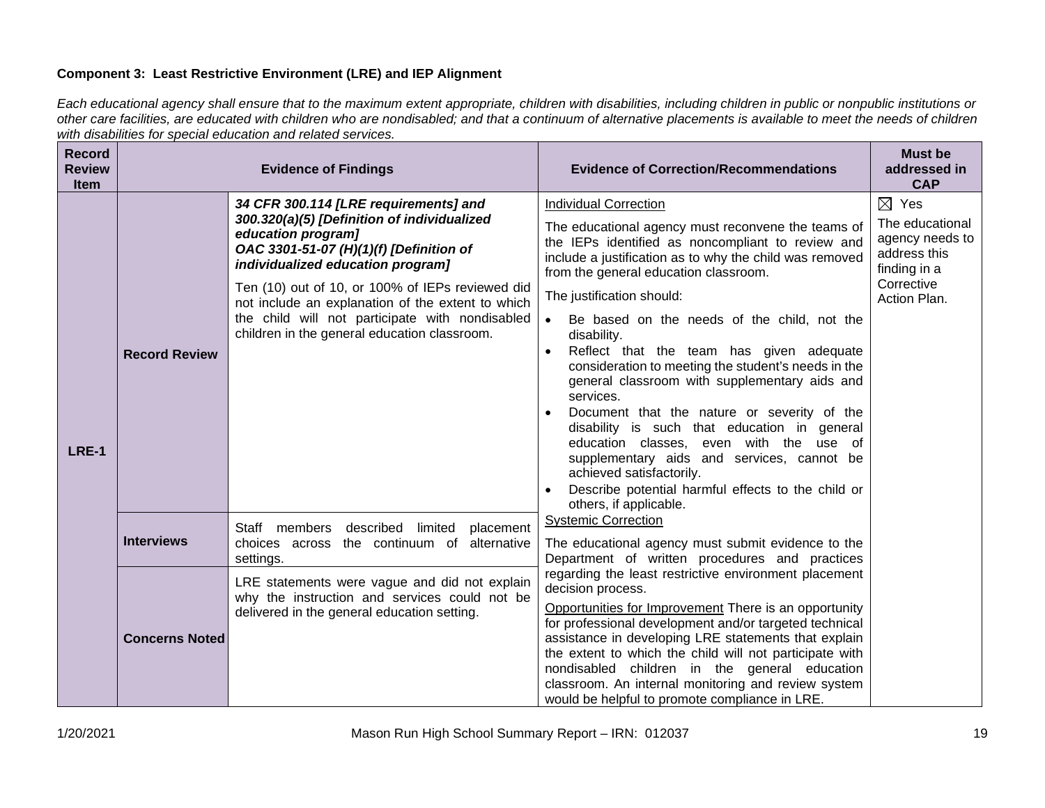**Component 3: Least Restrictive Environment (LRE) and IEP Alignment**

*Each educational agency shall ensure that to the maximum extent appropriate, children with disabilities, including children in public or nonpublic institutions or other care facilities, are educated with children who are nondisabled; and that a continuum of alternative placements is available to meet the needs of children with disabilities for special education and related services.*

| Record Review Item | Evidence of Findings | | Evidence of Correction/Recommendations | Must be addressed in CAP |
|---|---|---|---|---|
| LRE-1 | **Record Review** | ***34 CFR 300.114 [LRE requirements] and 300.320(a)(5) [Definition of individualized education program]*** ***OAC 3301-51-07 (H)(1)(f) [Definition of individualized education program]*** Ten (10) out of 10, or 100% of IEPs reviewed did not include an explanation of the extent to which the child will not participate with nondisabled children in the general education classroom. | Individual Correction<br>The educational agency must reconvene the teams of the IEPs identified as noncompliant to review and include a justification as to why the child was removed from the general education classroom.<br>The justification should:<br>• Be based on the needs of the child, not the disability.<br>• Reflect that the team has given adequate consideration to meeting the student's needs in the general classroom with supplementary aids and services.<br>• Document that the nature or severity of the disability is such that education in general education classes, even with the use of supplementary aids and services, cannot be achieved satisfactorily.<br>• Describe potential harmful effects to the child or others, if applicable.<br>Systemic Correction<br>The educational agency must submit evidence to the Department of written procedures and practices regarding the least restrictive environment placement decision process.<br>Opportunities for Improvement There is an opportunity for professional development and/or targeted technical assistance in developing LRE statements that explain the extent to which the child will not participate with nondisabled children in the general education classroom. An internal monitoring and review system would be helpful to promote compliance in LRE. | ☒ Yes<br>The educational agency needs to address this finding in a Corrective Action Plan. |
| | **Interviews** | Staff members described limited placement choices across the continuum of alternative settings. | | |
| | **Concerns Noted** | LRE statements were vague and did not explain why the instruction and services could not be delivered in the general education setting. | | |